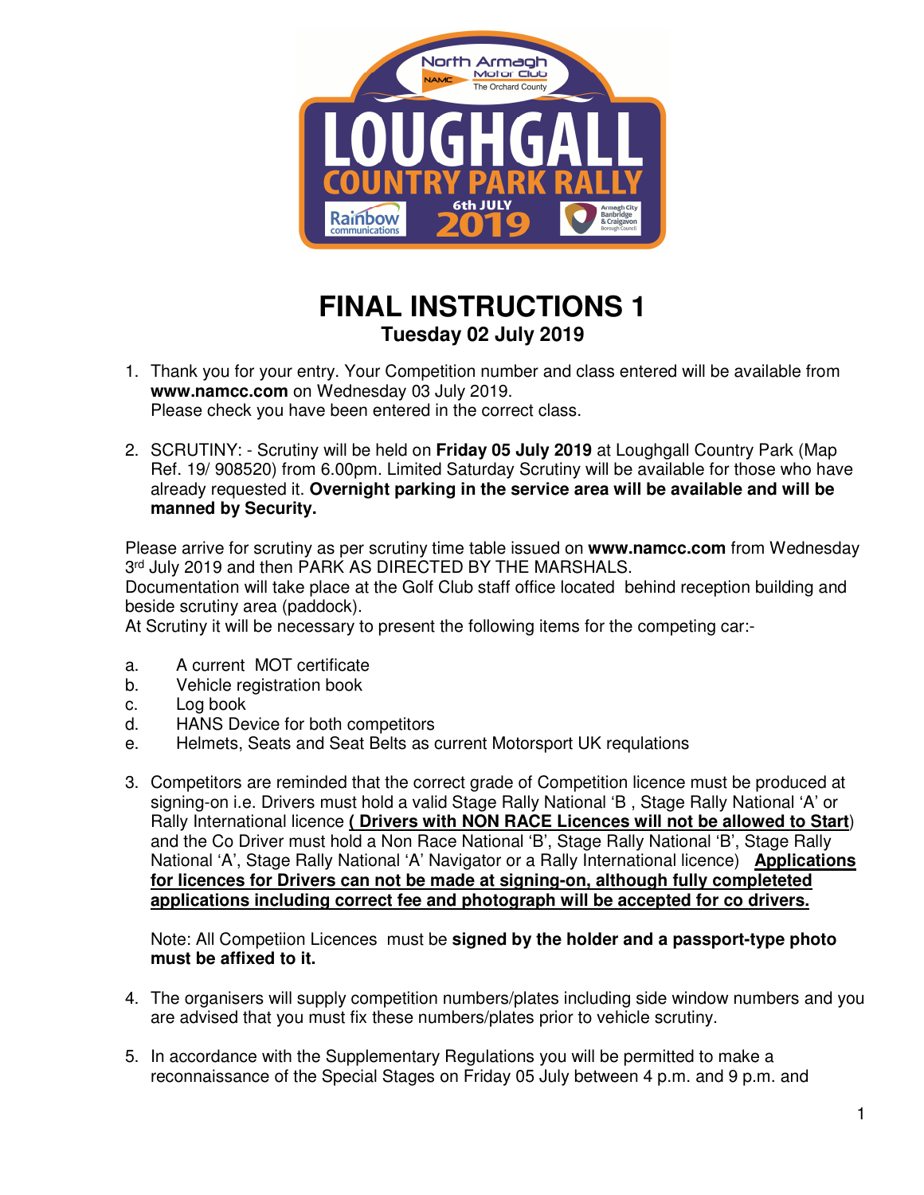# FINAL INSTRUCTIONS 1

**Tuesday 02 July 2019**

1. Thank you for your entry. Your Competition number and class entered will be available from **www.namcc.com** on Wednesday 03 July 2019.
   Please check you have been entered in the correct class.

2. SCRUTINY: - Scrutiny will be held on **Friday 05 July 2019** at Loughgall Country Park (Map Ref. 19/ 908520) from 6.00pm. Limited Saturday Scrutiny will be available for those who have already requested it. **Overnight parking in the service area will be available and will be manned by Security.**

Please arrive for scrutiny as per scrutiny time table issued on **www.namcc.com** from Wednesday 3rd July 2019 and then PARK AS DIRECTED BY THE MARSHALS.
Documentation will take place at the Golf Club staff office located behind reception building and beside scrutiny area (paddock).
At Scrutiny it will be necessary to present the following items for the competing car:-

a. A current MOT certificate
b. Vehicle registration book
c. Log book
d. HANS Device for both competitors
e. Helmets, Seats and Seat Belts as current Motorsport UK requlations

3. Competitors are reminded that the correct grade of Competition licence must be produced at signing-on i.e. Drivers must hold a valid Stage Rally National 'B , Stage Rally National 'A' or Rally International licence **( Drivers with NON RACE Licences will not be allowed to Start**) and the Co Driver must hold a Non Race National 'B', Stage Rally National 'B', Stage Rally National 'A', Stage Rally National 'A' Navigator or a Rally International licence) **Applications for licences for Drivers can not be made at signing-on, although fully completeted applications including correct fee and photograph will be accepted for co drivers.**

   Note: All Competiion Licences must be **signed by the holder and a passport-type photo must be affixed to it.**

4. The organisers will supply competition numbers/plates including side window numbers and you are advised that you must fix these numbers/plates prior to vehicle scrutiny.

5. In accordance with the Supplementary Regulations you will be permitted to make a reconnaissance of the Special Stages on Friday 05 July between 4 p.m. and 9 p.m. and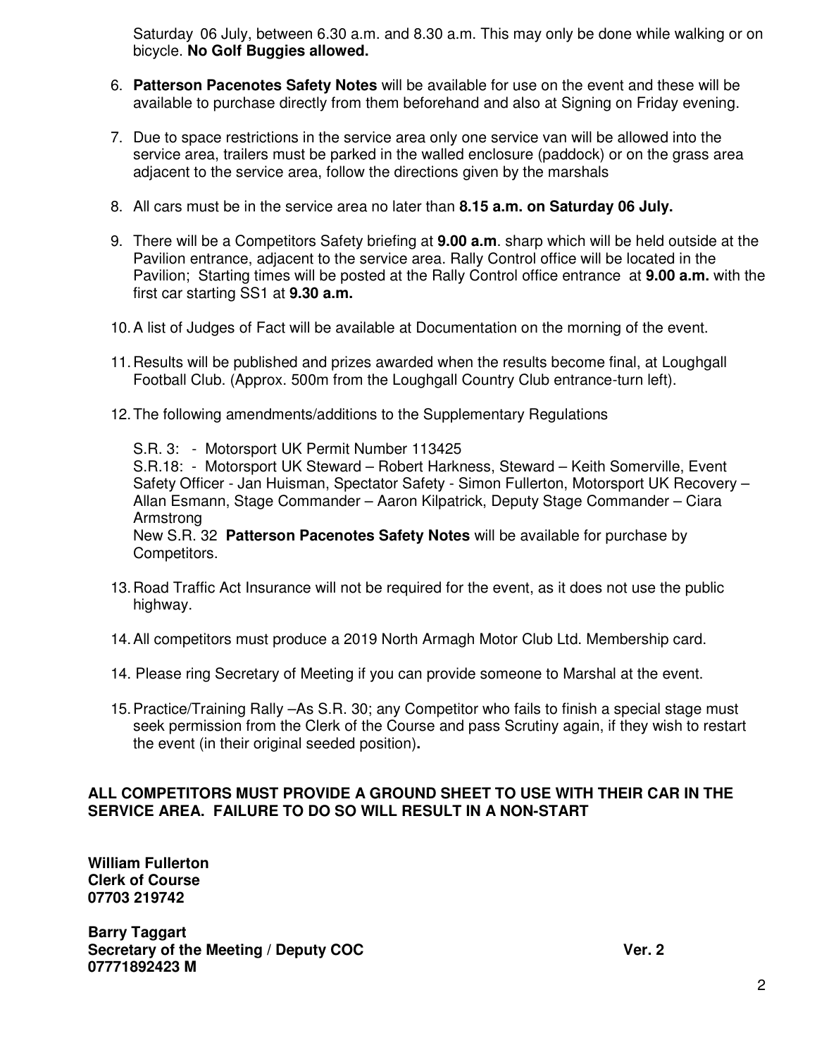Saturday 06 July, between 6.30 a.m. and 8.30 a.m. This may only be done while walking or on bicycle. **No Golf Buggies allowed.**

6. **Patterson Pacenotes Safety Notes** will be available for use on the event and these will be available to purchase directly from them beforehand and also at Signing on Friday evening.

7. Due to space restrictions in the service area only one service van will be allowed into the service area, trailers must be parked in the walled enclosure (paddock) or on the grass area adjacent to the service area, follow the directions given by the marshals

8. All cars must be in the service area no later than **8.15 a.m. on Saturday 06 July.**

9. There will be a Competitors Safety briefing at **9.00 a.m**. sharp which will be held outside at the Pavilion entrance, adjacent to the service area. Rally Control office will be located in the Pavilion; Starting times will be posted at the Rally Control office entrance at **9.00 a.m.** with the first car starting SS1 at **9.30 a.m.**

10. A list of Judges of Fact will be available at Documentation on the morning of the event.

11. Results will be published and prizes awarded when the results become final, at Loughgall Football Club. (Approx. 500m from the Loughgall Country Club entrance-turn left).

12. The following amendments/additions to the Supplementary Regulations

    S.R. 3: - Motorsport UK Permit Number 113425
    S.R.18: - Motorsport UK Steward – Robert Harkness, Steward – Keith Somerville, Event Safety Officer - Jan Huisman, Spectator Safety - Simon Fullerton, Motorsport UK Recovery – Allan Esmann, Stage Commander – Aaron Kilpatrick, Deputy Stage Commander – Ciara Armstrong
    New S.R. 32 **Patterson Pacenotes Safety Notes** will be available for purchase by Competitors.

13. Road Traffic Act Insurance will not be required for the event, as it does not use the public highway.

14. All competitors must produce a 2019 North Armagh Motor Club Ltd. Membership card.

14. Please ring Secretary of Meeting if you can provide someone to Marshal at the event.

15. Practice/Training Rally –As S.R. 30; any Competitor who fails to finish a special stage must seek permission from the Clerk of the Course and pass Scrutiny again, if they wish to restart the event (in their original seeded position)**.**

**ALL COMPETITORS MUST PROVIDE A GROUND SHEET TO USE WITH THEIR CAR IN THE SERVICE AREA. FAILURE TO DO SO WILL RESULT IN A NON-START**

**William Fullerton**
**Clerk of Course**
**07703 219742**

**Barry Taggart**
**Secretary of the Meeting / Deputy COC** **Ver. 2**
**07771892423 M**